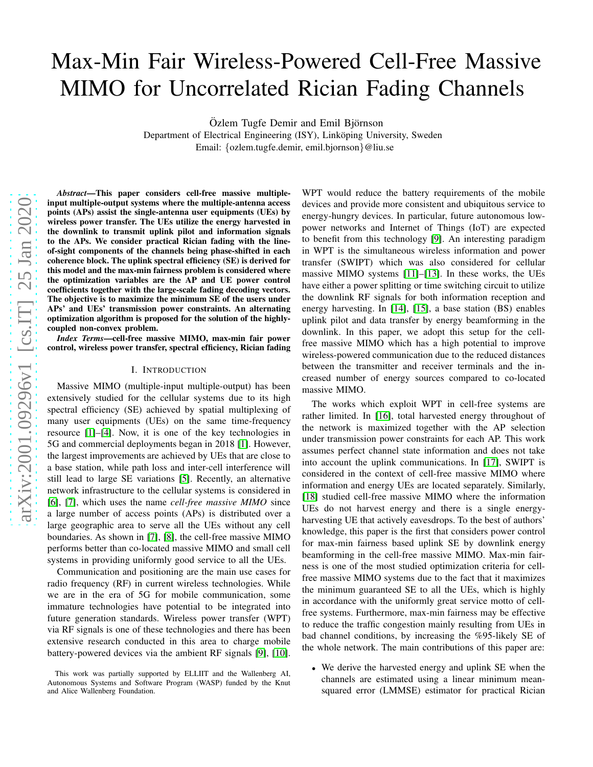# Max-Min Fair Wireless-Powered Cell-Free Massive MIMO for Uncorrelated Rician Fading Channels

Özlem Tugfe Demir and Emil Björnson

Department of Electrical Engineering (ISY), Linköping University, Sweden

Email: {ozlem.tugfe.demir, emil.bjornson}@liu.se

***Abstract*—This paper considers cell-free massive multiple-input multiple-output systems where the multiple-antenna access points (APs) assist the single-antenna user equipments (UEs) by wireless power transfer. The UEs utilize the energy harvested in the downlink to transmit uplink pilot and information signals to the APs. We consider practical Rician fading with the line-of-sight components of the channels being phase-shifted in each coherence block. The uplink spectral efficiency (SE) is derived for this model and the max-min fairness problem is considered where the optimization variables are the AP and UE power control coefficients together with the large-scale fading decoding vectors. The objective is to maximize the minimum SE of the users under APs' and UEs' transmission power constraints. An alternating optimization algorithm is proposed for the solution of the highly-coupled non-convex problem.**

***Index Terms*—cell-free massive MIMO, max-min fair power control, wireless power transfer, spectral efficiency, Rician fading**

## I. Introduction

Massive MIMO (multiple-input multiple-output) has been extensively studied for the cellular systems due to its high spectral efficiency (SE) achieved by spatial multiplexing of many user equipments (UEs) on the same time-frequency resource [1]–[4]. Now, it is one of the key technologies in 5G and commercial deployments began in 2018 [1]. However, the largest improvements are achieved by UEs that are close to a base station, while path loss and inter-cell interference will still lead to large SE variations [5]. Recently, an alternative network infrastructure to the cellular systems is considered in [6], [7], which uses the name *cell-free massive MIMO* since a large number of access points (APs) is distributed over a large geographic area to serve all the UEs without any cell boundaries. As shown in [7], [8], the cell-free massive MIMO performs better than co-located massive MIMO and small cell systems in providing uniformly good service to all the UEs.

Communication and positioning are the main use cases for radio frequency (RF) in current wireless technologies. While we are in the era of 5G for mobile communication, some immature technologies have potential to be integrated into future generation standards. Wireless power transfer (WPT) via RF signals is one of these technologies and there has been extensive research conducted in this area to charge mobile battery-powered devices via the ambient RF signals [9], [10]. WPT would reduce the battery requirements of the mobile devices and provide more consistent and ubiquitous service to energy-hungry devices. In particular, future autonomous low-power networks and Internet of Things (IoT) are expected to benefit from this technology [9]. An interesting paradigm in WPT is the simultaneous wireless information and power transfer (SWIPT) which was also considered for cellular massive MIMO systems [11]–[13]. In these works, the UEs have either a power splitting or time switching circuit to utilize the downlink RF signals for both information reception and energy harvesting. In [14], [15], a base station (BS) enables uplink pilot and data transfer by energy beamforming in the downlink. In this paper, we adopt this setup for the cell-free massive MIMO which has a high potential to improve wireless-powered communication due to the reduced distances between the transmitter and receiver terminals and the increased number of energy sources compared to co-located massive MIMO.

The works which exploit WPT in cell-free systems are rather limited. In [16], total harvested energy throughout of the network is maximized together with the AP selection under transmission power constraints for each AP. This work assumes perfect channel state information and does not take into account the uplink communications. In [17], SWIPT is considered in the context of cell-free massive MIMO where information and energy UEs are located separately. Similarly, [18] studied cell-free massive MIMO where the information UEs do not harvest energy and there is a single energy-harvesting UE that actively eavesdrops. To the best of authors' knowledge, this paper is the first that considers power control for max-min fairness based uplink SE by downlink energy beamforming in the cell-free massive MIMO. Max-min fairness is one of the most studied optimization criteria for cell-free massive MIMO systems due to the fact that it maximizes the minimum guaranteed SE to all the UEs, which is highly in accordance with the uniformly great service motto of cell-free systems. Furthermore, max-min fairness may be effective to reduce the traffic congestion mainly resulting from UEs in bad channel conditions, by increasing the %95-likely SE of the whole network. The main contributions of this paper are:

- We derive the harvested energy and uplink SE when the channels are estimated using a linear minimum mean-squared error (LMMSE) estimator for practical Rician

This work was partially supported by ELLIIT and the Wallenberg AI, Autonomous Systems and Software Program (WASP) funded by the Knut and Alice Wallenberg Foundation.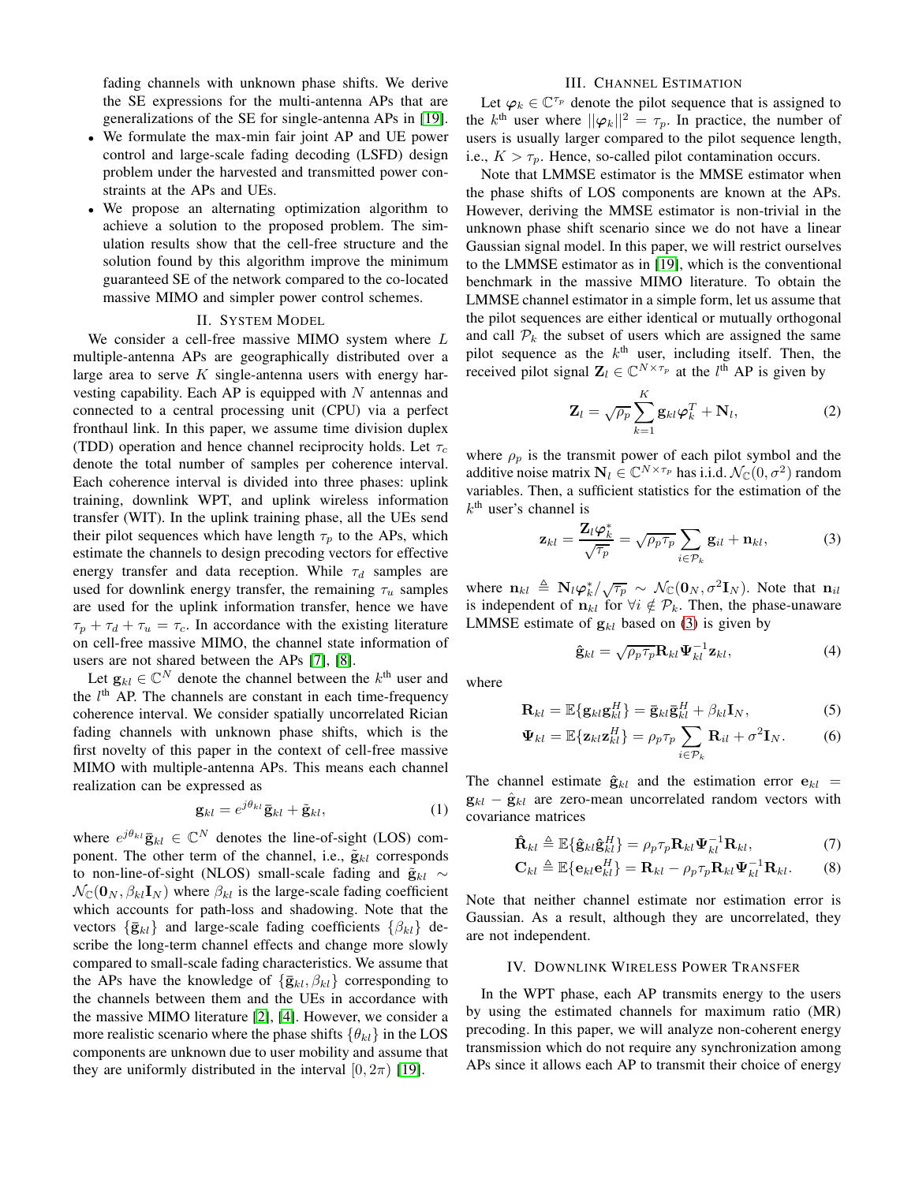fading channels with unknown phase shifts. We derive the SE expressions for the multi-antenna APs that are generalizations of the SE for single-antenna APs in [19].

- We formulate the max-min fair joint AP and UE power control and large-scale fading decoding (LSFD) design problem under the harvested and transmitted power constraints at the APs and UEs.
- We propose an alternating optimization algorithm to achieve a solution to the proposed problem. The simulation results show that the cell-free structure and the solution found by this algorithm improve the minimum guaranteed SE of the network compared to the co-located massive MIMO and simpler power control schemes.

## II. System Model

We consider a cell-free massive MIMO system where $L$ multiple-antenna APs are geographically distributed over a large area to serve $K$ single-antenna users with energy harvesting capability. Each AP is equipped with $N$ antennas and connected to a central processing unit (CPU) via a perfect fronthaul link. In this paper, we assume time division duplex (TDD) operation and hence channel reciprocity holds. Let $\tau_c$ denote the total number of samples per coherence interval. Each coherence interval is divided into three phases: uplink training, downlink WPT, and uplink wireless information transfer (WIT). In the uplink training phase, all the UEs send their pilot sequences which have length $\tau_p$ to the APs, which estimate the channels to design precoding vectors for effective energy transfer and data reception. While $\tau_d$ samples are used for downlink energy transfer, the remaining $\tau_u$ samples are used for the uplink information transfer, hence we have $\tau_p + \tau_d + \tau_u = \tau_c$. In accordance with the existing literature on cell-free massive MIMO, the channel state information of users are not shared between the APs [7], [8].

Let $\mathbf{g}_{kl} \in \mathbb{C}^N$ denote the channel between the $k^{\text{th}}$ user and the $l^{\text{th}}$ AP. The channels are constant in each time-frequency coherence interval. We consider spatially uncorrelated Rician fading channels with unknown phase shifts, which is the first novelty of this paper in the context of cell-free massive MIMO with multiple-antenna APs. This means each channel realization can be expressed as

$$\mathbf{g}_{kl} = e^{j\theta_{kl}}\bar{\mathbf{g}}_{kl} + \tilde{\mathbf{g}}_{kl}, \tag{1}$$

where $e^{j\theta_{kl}}\bar{\mathbf{g}}_{kl} \in \mathbb{C}^N$ denotes the line-of-sight (LOS) component. The other term of the channel, i.e., $\tilde{\mathbf{g}}_{kl}$ corresponds to non-line-of-sight (NLOS) small-scale fading and $\tilde{\mathbf{g}}_{kl} \sim \mathcal{N}_{\mathbb{C}}(\mathbf{0}_N, \beta_{kl}\mathbf{I}_N)$ where $\beta_{kl}$ is the large-scale fading coefficient which accounts for path-loss and shadowing. Note that the vectors $\{\bar{\mathbf{g}}_{kl}\}$ and large-scale fading coefficients $\{\beta_{kl}\}$ describe the long-term channel effects and change more slowly compared to small-scale fading characteristics. We assume that the APs have the knowledge of $\{\bar{\mathbf{g}}_{kl}, \beta_{kl}\}$ corresponding to the channels between them and the UEs in accordance with the massive MIMO literature [2], [4]. However, we consider a more realistic scenario where the phase shifts $\{\theta_{kl}\}$ in the LOS components are unknown due to user mobility and assume that they are uniformly distributed in the interval $[0, 2\pi)$ [19].

## III. Channel Estimation

Let $\boldsymbol{\varphi}_k \in \mathbb{C}^{\tau_p}$ denote the pilot sequence that is assigned to the $k^{\text{th}}$ user where $||\boldsymbol{\varphi}_k||^2 = \tau_p$. In practice, the number of users is usually larger compared to the pilot sequence length, i.e., $K > \tau_p$. Hence, so-called pilot contamination occurs.

Note that LMMSE estimator is the MMSE estimator when the phase shifts of LOS components are known at the APs. However, deriving the MMSE estimator is non-trivial in the unknown phase shift scenario since we do not have a linear Gaussian signal model. In this paper, we will restrict ourselves to the LMMSE estimator as in [19], which is the conventional benchmark in the massive MIMO literature. To obtain the LMMSE channel estimator in a simple form, let us assume that the pilot sequences are either identical or mutually orthogonal and call $\mathcal{P}_k$ the subset of users which are assigned the same pilot sequence as the $k^{\text{th}}$ user, including itself. Then, the received pilot signal $\mathbf{Z}_l \in \mathbb{C}^{N \times \tau_p}$ at the $l^{\text{th}}$ AP is given by

$$\mathbf{Z}_l = \sqrt{\rho_p}\sum_{k=1}^{K}\mathbf{g}_{kl}\boldsymbol{\varphi}_k^T + \mathbf{N}_l, \tag{2}$$

where $\rho_p$ is the transmit power of each pilot symbol and the additive noise matrix $\mathbf{N}_l \in \mathbb{C}^{N \times \tau_p}$ has i.i.d. $\mathcal{N}_{\mathbb{C}}(0, \sigma^2)$ random variables. Then, a sufficient statistics for the estimation of the $k^{\text{th}}$ user's channel is

$$\mathbf{z}_{kl} = \frac{\mathbf{Z}_l\boldsymbol{\varphi}_k^*}{\sqrt{\tau_p}} = \sqrt{\rho_p\tau_p}\sum_{i \in \mathcal{P}_k}\mathbf{g}_{il} + \mathbf{n}_{kl}, \tag{3}$$

where $\mathbf{n}_{kl} \triangleq \mathbf{N}_l\boldsymbol{\varphi}_k^*/\sqrt{\tau_p} \sim \mathcal{N}_{\mathbb{C}}(\mathbf{0}_N, \sigma^2\mathbf{I}_N)$. Note that $\mathbf{n}_{il}$ is independent of $\mathbf{n}_{kl}$ for $\forall i \notin \mathcal{P}_k$. Then, the phase-unaware LMMSE estimate of $\mathbf{g}_{kl}$ based on (3) is given by

$$\hat{\mathbf{g}}_{kl} = \sqrt{\rho_p\tau_p}\mathbf{R}_{kl}\boldsymbol{\Psi}_{kl}^{-1}\mathbf{z}_{kl}, \tag{4}$$

where

$$\mathbf{R}_{kl} = \mathbb{E}\{\mathbf{g}_{kl}\mathbf{g}_{kl}^H\} = \bar{\mathbf{g}}_{kl}\bar{\mathbf{g}}_{kl}^H + \beta_{kl}\mathbf{I}_N, \tag{5}$$

$$\boldsymbol{\Psi}_{kl} = \mathbb{E}\{\mathbf{z}_{kl}\mathbf{z}_{kl}^H\} = \rho_p\tau_p\sum_{i \in \mathcal{P}_k}\mathbf{R}_{il} + \sigma^2\mathbf{I}_N. \tag{6}$$

The channel estimate $\hat{\mathbf{g}}_{kl}$ and the estimation error $\mathbf{e}_{kl} = \mathbf{g}_{kl} - \hat{\mathbf{g}}_{kl}$ are zero-mean uncorrelated random vectors with covariance matrices

$$\hat{\mathbf{R}}_{kl} \triangleq \mathbb{E}\{\hat{\mathbf{g}}_{kl}\hat{\mathbf{g}}_{kl}^H\} = \rho_p\tau_p\mathbf{R}_{kl}\boldsymbol{\Psi}_{kl}^{-1}\mathbf{R}_{kl}, \tag{7}$$

$$\mathbf{C}_{kl} \triangleq \mathbb{E}\{\mathbf{e}_{kl}\mathbf{e}_{kl}^H\} = \mathbf{R}_{kl} - \rho_p\tau_p\mathbf{R}_{kl}\boldsymbol{\Psi}_{kl}^{-1}\mathbf{R}_{kl}. \tag{8}$$

Note that neither channel estimate nor estimation error is Gaussian. As a result, although they are uncorrelated, they are not independent.

## IV. Downlink Wireless Power Transfer

In the WPT phase, each AP transmits energy to the users by using the estimated channels for maximum ratio (MR) precoding. In this paper, we will analyze non-coherent energy transmission which do not require any synchronization among APs since it allows each AP to transmit their choice of energy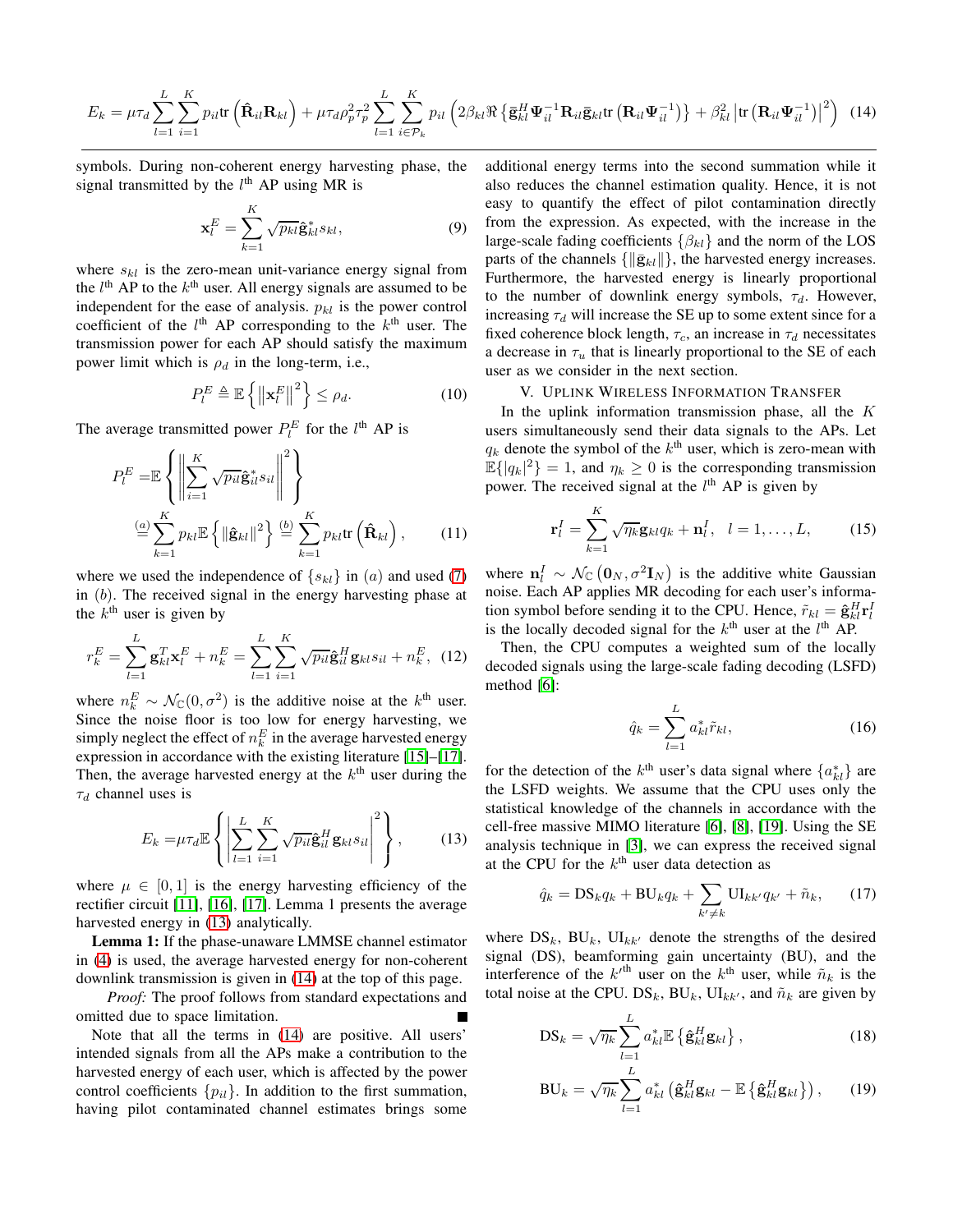$$E_k = \mu\tau_d \sum_{l=1}^{L}\sum_{i=1}^{K} p_{il} \mathrm{tr}\left(\hat{\mathbf{R}}_{il}\mathbf{R}_{kl}\right) + \mu\tau_d\rho_p^2\tau_p^2 \sum_{l=1}^{L}\sum_{i\in\mathcal{P}_k} p_{il}\left(2\beta_{kl}\Re\left\{\bar{\mathbf{g}}_{kl}^H\boldsymbol{\Psi}_{il}^{-1}\mathbf{R}_{il}\bar{\mathbf{g}}_{kl}\mathrm{tr}\left(\mathbf{R}_{il}\boldsymbol{\Psi}_{il}^{-1}\right)\right\} + \beta_{kl}^2\left|\mathrm{tr}\left(\mathbf{R}_{il}\boldsymbol{\Psi}_{il}^{-1}\right)\right|^2\right) \quad (14)$$

symbols. During non-coherent energy harvesting phase, the signal transmitted by the $l^{\text{th}}$ AP using MR is

$$\mathbf{x}_l^E = \sum_{k=1}^{K}\sqrt{p_{kl}}\hat{\mathbf{g}}_{kl}^* s_{kl}, \quad (9)$$

where $s_{kl}$ is the zero-mean unit-variance energy signal from the $l^{\text{th}}$ AP to the $k^{\text{th}}$ user. All energy signals are assumed to be independent for the ease of analysis. $p_{kl}$ is the power control coefficient of the $l^{\text{th}}$ AP corresponding to the $k^{\text{th}}$ user. The transmission power for each AP should satisfy the maximum power limit which is $\rho_d$ in the long-term, i.e.,

$$P_l^E \triangleq \mathbb{E}\left\{\left\|\mathbf{x}_l^E\right\|^2\right\} \leq \rho_d. \quad (10)$$

The average transmitted power $P_l^E$ for the $l^{\text{th}}$ AP is

$$P_l^E = \mathbb{E}\left\{\left\|\sum_{i=1}^{K}\sqrt{p_{il}}\hat{\mathbf{g}}_{il}^* s_{il}\right\|^2\right\} \overset{(a)}{=} \sum_{k=1}^{K} p_{kl}\mathbb{E}\left\{\left\|\hat{\mathbf{g}}_{kl}\right\|^2\right\} \overset{(b)}{=} \sum_{k=1}^{K} p_{kl}\mathrm{tr}\left(\hat{\mathbf{R}}_{kl}\right), \quad (11)$$

where we used the independence of $\{s_{kl}\}$ in $(a)$ and used (7) in $(b)$. The received signal in the energy harvesting phase at the $k^{\text{th}}$ user is given by

$$r_k^E = \sum_{l=1}^{L}\mathbf{g}_{kl}^T\mathbf{x}_l^E + n_k^E = \sum_{l=1}^{L}\sum_{i=1}^{K}\sqrt{p_{il}}\hat{\mathbf{g}}_{il}^H\mathbf{g}_{kl}s_{il} + n_k^E, \quad (12)$$

where $n_k^E \sim \mathcal{N}_{\mathbb{C}}(0,\sigma^2)$ is the additive noise at the $k^{\text{th}}$ user. Since the noise floor is too low for energy harvesting, we simply neglect the effect of $n_k^E$ in the average harvested energy expression in accordance with the existing literature [15]–[17]. Then, the average harvested energy at the $k^{\text{th}}$ user during the $\tau_d$ channel uses is

$$E_k = \mu\tau_d\mathbb{E}\left\{\left|\sum_{l=1}^{L}\sum_{i=1}^{K}\sqrt{p_{il}}\hat{\mathbf{g}}_{il}^H\mathbf{g}_{kl}s_{il}\right|^2\right\}, \quad (13)$$

where $\mu \in [0,1]$ is the energy harvesting efficiency of the rectifier circuit [11], [16], [17]. Lemma 1 presents the average harvested energy in (13) analytically.

**Lemma 1:** If the phase-unaware LMMSE channel estimator in (4) is used, the average harvested energy for non-coherent downlink transmission is given in (14) at the top of this page.

*Proof:* The proof follows from standard expectations and omitted due to space limitation. ∎

Note that all the terms in (14) are positive. All users' intended signals from all the APs make a contribution to the harvested energy of each user, which is affected by the power control coefficients $\{p_{il}\}$. In addition to the first summation, having pilot contaminated channel estimates brings some additional energy terms into the second summation while it also reduces the channel estimation quality. Hence, it is not easy to quantify the effect of pilot contamination directly from the expression. As expected, with the increase in the large-scale fading coefficients $\{\beta_{kl}\}$ and the norm of the LOS parts of the channels $\{\|\bar{\mathbf{g}}_{kl}\|\}$, the harvested energy increases. Furthermore, the harvested energy is linearly proportional to the number of downlink energy symbols, $\tau_d$. However, increasing $\tau_d$ will increase the SE up to some extent since for a fixed coherence block length, $\tau_c$, an increase in $\tau_d$ necessitates a decrease in $\tau_u$ that is linearly proportional to the SE of each user as we consider in the next section.

## V. Uplink Wireless Information Transfer

In the uplink information transmission phase, all the $K$ users simultaneously send their data signals to the APs. Let $q_k$ denote the symbol of the $k^{\text{th}}$ user, which is zero-mean with $\mathbb{E}\{|q_k|^2\} = 1$, and $\eta_k \geq 0$ is the corresponding transmission power. The received signal at the $l^{\text{th}}$ AP is given by

$$\mathbf{r}_l^I = \sum_{k=1}^{K}\sqrt{\eta_k}\mathbf{g}_{kl}q_k + \mathbf{n}_l^I, \quad l = 1,\ldots,L, \quad (15)$$

where $\mathbf{n}_l^I \sim \mathcal{N}_{\mathbb{C}}\left(\mathbf{0}_N, \sigma^2\mathbf{I}_N\right)$ is the additive white Gaussian noise. Each AP applies MR decoding for each user's information symbol before sending it to the CPU. Hence, $\tilde{r}_{kl} = \hat{\mathbf{g}}_{kl}^H\mathbf{r}_l^I$ is the locally decoded signal for the $k^{\text{th}}$ user at the $l^{\text{th}}$ AP.

Then, the CPU computes a weighted sum of the locally decoded signals using the large-scale fading decoding (LSFD) method [6]:

$$\hat{q}_k = \sum_{l=1}^{L} a_{kl}^*\tilde{r}_{kl}, \quad (16)$$

for the detection of the $k^{\text{th}}$ user's data signal where $\{a_{kl}^*\}$ are the LSFD weights. We assume that the CPU uses only the statistical knowledge of the channels in accordance with the cell-free massive MIMO literature [6], [8], [19]. Using the SE analysis technique in [3], we can express the received signal at the CPU for the $k^{\text{th}}$ user data detection as

$$\hat{q}_k = \mathrm{DS}_k q_k + \mathrm{BU}_k q_k + \sum_{k'\neq k}\mathrm{UI}_{kk'}q_{k'} + \tilde{n}_k, \quad (17)$$

where $\mathrm{DS}_k$, $\mathrm{BU}_k$, $\mathrm{UI}_{kk'}$ denote the strengths of the desired signal (DS), beamforming gain uncertainty (BU), and the interference of the $k'^{\text{th}}$ user on the $k^{\text{th}}$ user, while $\tilde{n}_k$ is the total noise at the CPU. $\mathrm{DS}_k$, $\mathrm{BU}_k$, $\mathrm{UI}_{kk'}$, and $\tilde{n}_k$ are given by

$$\mathrm{DS}_k = \sqrt{\eta_k}\sum_{l=1}^{L} a_{kl}^*\mathbb{E}\left\{\hat{\mathbf{g}}_{kl}^H\mathbf{g}_{kl}\right\}, \quad (18)$$

$$\mathrm{BU}_k = \sqrt{\eta_k}\sum_{l=1}^{L} a_{kl}^*\left(\hat{\mathbf{g}}_{kl}^H\mathbf{g}_{kl} - \mathbb{E}\left\{\hat{\mathbf{g}}_{kl}^H\mathbf{g}_{kl}\right\}\right), \quad (19)$$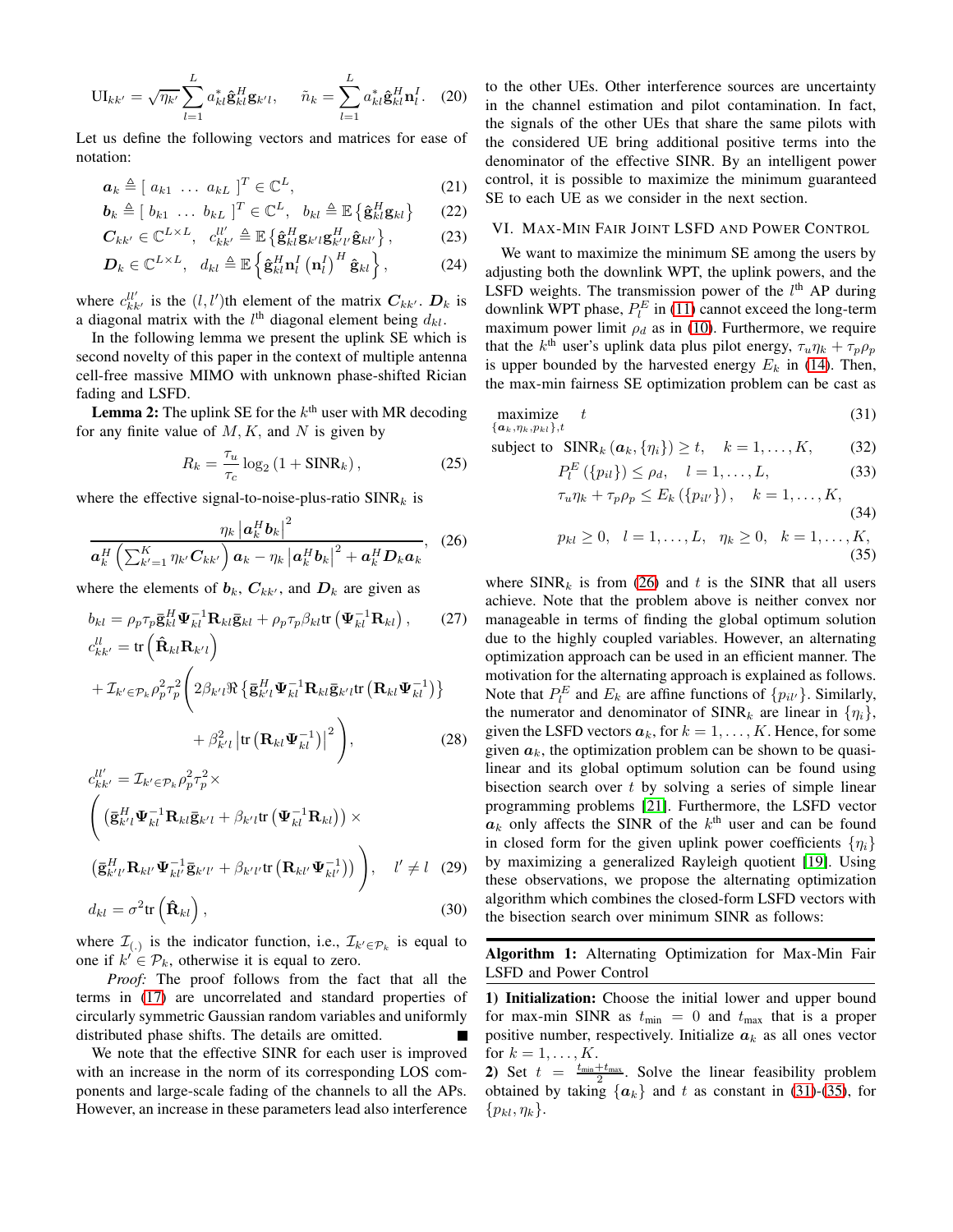$$\text{UI}_{kk'} = \sqrt{\eta_{k'}} \sum_{l=1}^{L} a_{kl}^* \hat{\mathbf{g}}_{kl}^H \mathbf{g}_{k'l}, \quad \tilde{n}_k = \sum_{l=1}^{L} a_{kl}^* \hat{\mathbf{g}}_{kl}^H \mathbf{n}_l^I. \quad (20)$$

Let us define the following vectors and matrices for ease of notation:

$$\boldsymbol{a}_k \triangleq [\ a_{k1} \ \dots \ a_{kL}\ ]^T \in \mathbb{C}^L, \quad (21)$$

$$\boldsymbol{b}_k \triangleq [\ b_{k1} \ \dots \ b_{kL}\ ]^T \in \mathbb{C}^L, \quad b_{kl} \triangleq \mathbb{E}\left\{\hat{\mathbf{g}}_{kl}^H \mathbf{g}_{kl}\right\} \quad (22)$$

$$\boldsymbol{C}_{kk'} \in \mathbb{C}^{L\times L}, \quad c_{kk'}^{ll'} \triangleq \mathbb{E}\left\{\hat{\mathbf{g}}_{kl}^H \mathbf{g}_{k'l} \mathbf{g}_{k'l'}^H \hat{\mathbf{g}}_{kl'}\right\}, \quad (23)$$

$$\boldsymbol{D}_k \in \mathbb{C}^{L\times L}, \quad d_{kl} \triangleq \mathbb{E}\left\{\hat{\mathbf{g}}_{kl}^H \mathbf{n}_l^I \left(\mathbf{n}_l^I\right)^H \hat{\mathbf{g}}_{kl}\right\}, \quad (24)$$

where $c_{kk'}^{ll'}$ is the $(l,l')$th element of the matrix $\boldsymbol{C}_{kk'}$. $\boldsymbol{D}_k$ is a diagonal matrix with the $l^{\text{th}}$ diagonal element being $d_{kl}$.

In the following lemma we present the uplink SE which is second novelty of this paper in the context of multiple antenna cell-free massive MIMO with unknown phase-shifted Rician fading and LSFD.

**Lemma 2:** The uplink SE for the $k^{\text{th}}$ user with MR decoding for any finite value of $M, K,$ and $N$ is given by

$$R_k = \frac{\tau_u}{\tau_c} \log_2\left(1 + \text{SINR}_k\right), \quad (25)$$

where the effective signal-to-noise-plus-ratio $\text{SINR}_k$ is

$$\frac{\eta_k \left|\boldsymbol{a}_k^H \boldsymbol{b}_k\right|^2}{\boldsymbol{a}_k^H \left(\sum_{k'=1}^{K} \eta_{k'} \boldsymbol{C}_{kk'}\right) \boldsymbol{a}_k - \eta_k \left|\boldsymbol{a}_k^H \boldsymbol{b}_k\right|^2 + \boldsymbol{a}_k^H \boldsymbol{D}_k \boldsymbol{a}_k}, \quad (26)$$

where the elements of $\boldsymbol{b}_k$, $\boldsymbol{C}_{kk'}$, and $\boldsymbol{D}_k$ are given as

$$b_{kl} = \rho_p \tau_p \bar{\mathbf{g}}_{kl}^H \boldsymbol{\Psi}_{kl}^{-1} \mathbf{R}_{kl} \bar{\mathbf{g}}_{kl} + \rho_p \tau_p \beta_{kl} \text{tr}\left(\boldsymbol{\Psi}_{kl}^{-1} \mathbf{R}_{kl}\right), \quad (27)$$

$$\begin{aligned} c_{kk'}^{ll} &= \text{tr}\left(\hat{\mathbf{R}}_{kl} \mathbf{R}_{k'l}\right) \\ &+ \mathcal{I}_{k' \in \mathcal{P}_k} \rho_p^2 \tau_p^2 \Bigg( 2\beta_{k'l} \Re\left\{\bar{\mathbf{g}}_{k'l}^H \boldsymbol{\Psi}_{kl}^{-1} \mathbf{R}_{kl} \bar{\mathbf{g}}_{k'l} \text{tr}\left(\mathbf{R}_{kl} \boldsymbol{\Psi}_{kl}^{-1}\right)\right\} \\ &\qquad + \beta_{k'l}^2 \left|\text{tr}\left(\mathbf{R}_{kl} \boldsymbol{\Psi}_{kl}^{-1}\right)\right|^2 \Bigg), \end{aligned} \quad (28)$$

$$\begin{aligned} c_{kk'}^{ll'} &= \mathcal{I}_{k' \in \mathcal{P}_k} \rho_p^2 \tau_p^2 \times \\ &\Bigg( \left(\bar{\mathbf{g}}_{k'l}^H \boldsymbol{\Psi}_{kl}^{-1} \mathbf{R}_{kl} \bar{\mathbf{g}}_{k'l} + \beta_{k'l} \text{tr}\left(\boldsymbol{\Psi}_{kl}^{-1} \mathbf{R}_{kl}\right)\right) \times \\ &\left(\bar{\mathbf{g}}_{k'l'}^H \mathbf{R}_{kl'} \boldsymbol{\Psi}_{kl'}^{-1} \bar{\mathbf{g}}_{k'l'} + \beta_{k'l'} \text{tr}\left(\mathbf{R}_{kl'} \boldsymbol{\Psi}_{kl'}^{-1}\right)\right) \Bigg), \quad l' \neq l \end{aligned} \quad (29)$$

$$d_{kl} = \sigma^2 \text{tr}\left(\hat{\mathbf{R}}_{kl}\right), \quad (30)$$

where $\mathcal{I}_{(.)}$ is the indicator function, i.e., $\mathcal{I}_{k' \in \mathcal{P}_k}$ is equal to one if $k' \in \mathcal{P}_k$, otherwise it is equal to zero.

*Proof:* The proof follows from the fact that all the terms in (17) are uncorrelated and standard properties of circularly symmetric Gaussian random variables and uniformly distributed phase shifts. The details are omitted. ∎

We note that the effective SINR for each user is improved with an increase in the norm of its corresponding LOS components and large-scale fading of the channels to all the APs. However, an increase in these parameters lead also interference to the other UEs. Other interference sources are uncertainty in the channel estimation and pilot contamination. In fact, the signals of the other UEs that share the same pilots with the considered UE bring additional positive terms into the denominator of the effective SINR. By an intelligent power control, it is possible to maximize the minimum guaranteed SE to each UE as we consider in the next section.

## VI. Max-Min Fair Joint LSFD and Power Control

We want to maximize the minimum SE among the users by adjusting both the downlink WPT, the uplink powers, and the LSFD weights. The transmission power of the $l^{\text{th}}$ AP during downlink WPT phase, $P_l^E$ in (11) cannot exceed the long-term maximum power limit $\rho_d$ as in (10). Furthermore, we require that the $k^{\text{th}}$ user's uplink data plus pilot energy, $\tau_u \eta_k + \tau_p \rho_p$ is upper bounded by the harvested energy $E_k$ in (14). Then, the max-min fairness SE optimization problem can be cast as

$$\underset{\{\boldsymbol{a}_k, \eta_k, p_{kl}\}, t}{\text{maximize}} \quad t \quad (31)$$

$$\text{subject to} \quad \text{SINR}_k\left(\boldsymbol{a}_k, \{\eta_i\}\right) \geq t, \quad k = 1, \dots, K, \quad (32)$$

$$P_l^E\left(\{p_{il}\}\right) \leq \rho_d, \quad l = 1, \dots, L, \quad (33)$$

$$\tau_u \eta_k + \tau_p \rho_p \leq E_k\left(\{p_{il'}\}\right), \quad k = 1, \dots, K, \quad (34)$$

$$p_{kl} \geq 0, \quad l = 1, \dots, L, \quad \eta_k \geq 0, \quad k = 1, \dots, K, \quad (35)$$

where $\text{SINR}_k$ is from (26) and $t$ is the SINR that all users achieve. Note that the problem above is neither convex nor manageable in terms of finding the global optimum solution due to the highly coupled variables. However, an alternating optimization approach can be used in an efficient manner. The motivation for the alternating approach is explained as follows. Note that $P_l^E$ and $E_k$ are affine functions of $\{p_{il}\}$. Similarly, the numerator and denominator of $\text{SINR}_k$ are linear in $\{\eta_i\}$, given the LSFD vectors $\boldsymbol{a}_k$, for $k = 1, \dots, K$. Hence, for some given $\boldsymbol{a}_k$, the optimization problem can be shown to be quasi-linear and its global optimum solution can be found using bisection search over $t$ by solving a series of simple linear programming problems [21]. Furthermore, the LSFD vector $\boldsymbol{a}_k$ only affects the SINR of the $k^{\text{th}}$ user and can be found in closed form for the given uplink power coefficients $\{\eta_i\}$ by maximizing a generalized Rayleigh quotient [19]. Using these observations, we propose the alternating optimization algorithm which combines the closed-form LSFD vectors with the bisection search over minimum SINR as follows:

---

**Algorithm 1:** Alternating Optimization for Max-Min Fair LSFD and Power Control

---

**1) Initialization:** Choose the initial lower and upper bound for max-min SINR as $t_{\text{min}} = 0$ and $t_{\text{max}}$ that is a proper positive number, respectively. Initialize $\boldsymbol{a}_k$ as all ones vector for $k = 1, \dots, K$.

**2)** Set $t = \frac{t_{\text{min}} + t_{\text{max}}}{2}$. Solve the linear feasibility problem obtained by taking $\{\boldsymbol{a}_k\}$ and $t$ as constant in (31)-(35), for $\{p_{kl}, \eta_k\}$.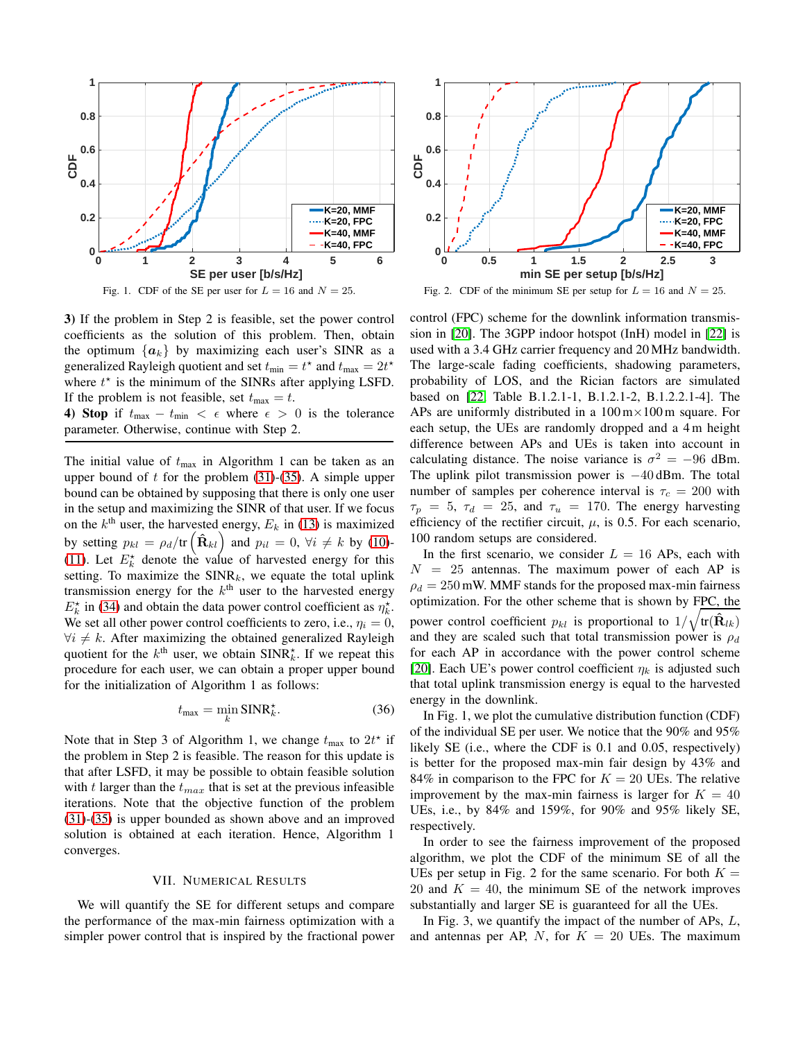Fig. 1. CDF of the SE per user for $L = 16$ and $N = 25$.

Fig. 2. CDF of the minimum SE per setup for $L = 16$ and $N = 25$.

**3)** If the problem in Step 2 is feasible, set the power control coefficients as the solution of this problem. Then, obtain the optimum $\{\boldsymbol{a}_k\}$ by maximizing each user's SINR as a generalized Rayleigh quotient and set $t_{\min} = t^\star$ and $t_{\max} = 2t^\star$ where $t^\star$ is the minimum of the SINRs after applying LSFD. If the problem is not feasible, set $t_{\max} = t$.

**4) Stop** if $t_{\max} - t_{\min} < \epsilon$ where $\epsilon > 0$ is the tolerance parameter. Otherwise, continue with Step 2.

---

The initial value of $t_{\max}$ in Algorithm 1 can be taken as an upper bound of $t$ for the problem (31)-(35). A simple upper bound can be obtained by supposing that there is only one user in the setup and maximizing the SINR of that user. If we focus on the $k^{\text{th}}$ user, the harvested energy, $E_k$ in (13) is maximized by setting $p_{kl} = \rho_d / \text{tr}\left(\hat{\mathbf{R}}_{kl}\right)$ and $p_{il} = 0$, $\forall i \neq k$ by (10)-(11). Let $E_k^\star$ denote the value of harvested energy for this setting. To maximize the $\text{SINR}_k$, we equate the total uplink transmission energy for the $k^{\text{th}}$ user to the harvested energy $E_k^\star$ in (34) and obtain the data power control coefficient as $\eta_k^\star$. We set all other power control coefficients to zero, i.e., $\eta_i = 0$, $\forall i \neq k$. After maximizing the obtained generalized Rayleigh quotient for the $k^{\text{th}}$ user, we obtain $\text{SINR}_k^\star$. If we repeat this procedure for each user, we can obtain a proper upper bound for the initialization of Algorithm 1 as follows:

$$t_{\max} = \min_k \text{SINR}_k^\star. \tag{36}$$

Note that in Step 3 of Algorithm 1, we change $t_{\max}$ to $2t^\star$ if the problem in Step 2 is feasible. The reason for this update is that after LSFD, it may be possible to obtain feasible solution with $t$ larger than the $t_{max}$ that is set at the previous infeasible iterations. Note that the objective function of the problem (31)-(35) is upper bounded as shown above and an improved solution is obtained at each iteration. Hence, Algorithm 1 converges.

## VII. Numerical Results

We will quantify the SE for different setups and compare the performance of the max-min fairness optimization with a simpler power control that is inspired by the fractional power control (FPC) scheme for the downlink information transmission in [20]. The 3GPP indoor hotspot (InH) model in [22] is used with a 3.4 GHz carrier frequency and 20 MHz bandwidth. The large-scale fading coefficients, shadowing parameters, probability of LOS, and the Rician factors are simulated based on [22, Table B.1.2.1-1, B.1.2.1-2, B.1.2.2.1-4]. The APs are uniformly distributed in a $100\,\text{m}\times 100\,\text{m}$ square. For each setup, the UEs are randomly dropped and a 4 m height difference between APs and UEs is taken into account in calculating distance. The noise variance is $\sigma^2 = -96$ dBm. The uplink pilot transmission power is $-40$ dBm. The total number of samples per coherence interval is $\tau_c = 200$ with $\tau_p = 5$, $\tau_d = 25$, and $\tau_u = 170$. The energy harvesting efficiency of the rectifier circuit, $\mu$, is 0.5. For each scenario, 100 random setups are considered.

In the first scenario, we consider $L = 16$ APs, each with $N = 25$ antennas. The maximum power of each AP is $\rho_d = 250$ mW. MMF stands for the proposed max-min fairness optimization. For the other scheme that is shown by FPC, the power control coefficient $p_{kl}$ is proportional to $1/\sqrt{\text{tr}(\hat{\mathbf{R}}_{lk})}$ and they are scaled such that total transmission power is $\rho_d$ for each AP in accordance with the power control scheme [20]. Each UE's power control coefficient $\eta_k$ is adjusted such that total uplink transmission energy is equal to the harvested energy in the downlink.

In Fig. 1, we plot the cumulative distribution function (CDF) of the individual SE per user. We notice that the 90% and 95% likely SE (i.e., where the CDF is 0.1 and 0.05, respectively) is better for the proposed max-min fair design by 43% and 84% in comparison to the FPC for $K = 20$ UEs. The relative improvement by the max-min fairness is larger for $K = 40$ UEs, i.e., by 84% and 159%, for 90% and 95% likely SE, respectively.

In order to see the fairness improvement of the proposed algorithm, we plot the CDF of the minimum SE of all the UEs per setup in Fig. 2 for the same scenario. For both $K = 20$ and $K = 40$, the minimum SE of the network improves substantially and larger SE is guaranteed for all the UEs.

In Fig. 3, we quantify the impact of the number of APs, $L$, and antennas per AP, $N$, for $K = 20$ UEs. The maximum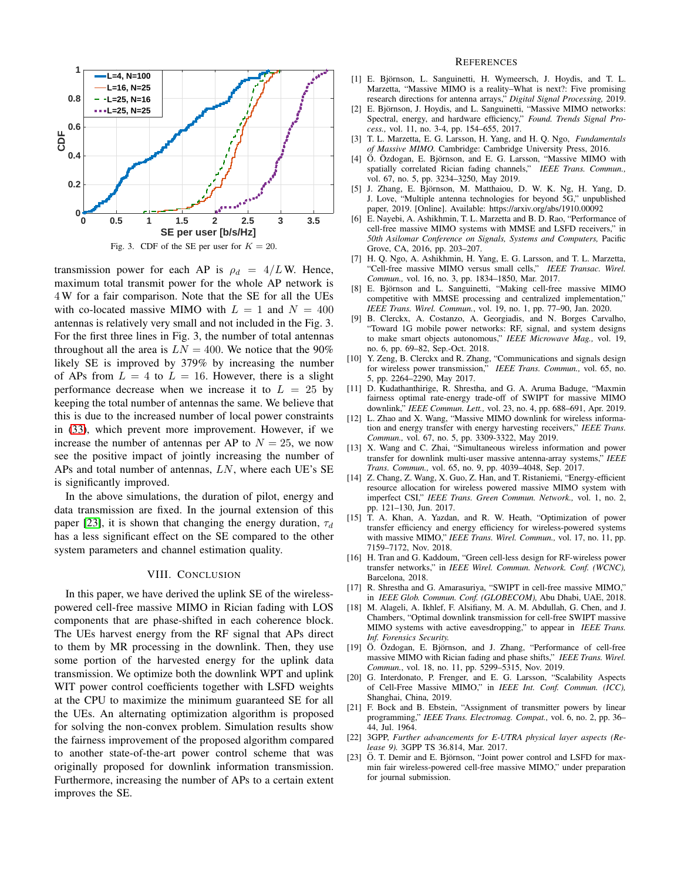1

0.8

0.6

0.4

0.2

0

CDF

0 0.5 1 1.5 2 2.5 3 3.5

SE per user [b/s/Hz]

L=4, N=100

L=16, N=25

L=25, N=16

L=25, N=25

Fig. 3. CDF of the SE per user for $K = 20$.

transmission power for each AP is $\rho_d = 4/L$ W. Hence, maximum total transmit power for the whole AP network is 4 W for a fair comparison. Note that the SE for all the UEs with co-located massive MIMO with $L = 1$ and $N = 400$ antennas is relatively very small and not included in the Fig. 3. For the first three lines in Fig. 3, the number of total antennas throughout all the area is $LN = 400$. We notice that the 90% likely SE is improved by 379% by increasing the number of APs from $L = 4$ to $L = 16$. However, there is a slight performance decrease when we increase it to $L = 25$ by keeping the total number of antennas the same. We believe that this is due to the increased number of local power constraints in (33), which prevent more improvement. However, if we increase the number of antennas per AP to $N = 25$, we now see the positive impact of jointly increasing the number of APs and total number of antennas, $LN$, where each UE's SE is significantly improved.

In the above simulations, the duration of pilot, energy and data transmission are fixed. In the journal extension of this paper [23], it is shown that changing the energy duration, $\tau_d$ has a less significant effect on the SE compared to the other system parameters and channel estimation quality.

## VIII. Conclusion

In this paper, we have derived the uplink SE of the wireless-powered cell-free massive MIMO in Rician fading with LOS components that are phase-shifted in each coherence block. The UEs harvest energy from the RF signal that APs direct to them by MR processing in the downlink. Then, they use some portion of the harvested energy for the uplink data transmission. We optimize both the downlink WPT and uplink WIT power control coefficients together with LSFD weights at the CPU to maximize the minimum guaranteed SE for all the UEs. An alternating optimization algorithm is proposed for solving the non-convex problem. Simulation results show the fairness improvement of the proposed algorithm compared to another state-of-the-art power control scheme that was originally proposed for downlink information transmission. Furthermore, increasing the number of APs to a certain extent improves the SE.

## References

[1] E. Björnson, L. Sanguinetti, H. Wymeersch, J. Hoydis, and T. L. Marzetta, "Massive MIMO is a reality–What is next?: Five promising research directions for antenna arrays," *Digital Signal Processing,* 2019.

[2] E. Björnson, J. Hoydis, and L. Sanguinetti, "Massive MIMO networks: Spectral, energy, and hardware efficiency," *Found. Trends Signal Process.,* vol. 11, no. 3-4, pp. 154–655, 2017.

[3] T. L. Marzetta, E. G. Larsson, H. Yang, and H. Q. Ngo, *Fundamentals of Massive MIMO.* Cambridge: Cambridge University Press, 2016.

[4] Ö. Özdogan, E. Björnson, and E. G. Larsson, "Massive MIMO with spatially correlated Rician fading channels," *IEEE Trans. Commun.,* vol. 67, no. 5, pp. 3234–3250, May 2019.

[5] J. Zhang, E. Björnson, M. Matthaiou, D. W. K. Ng, H. Yang, D. J. Love, "Multiple antenna technologies for beyond 5G," unpublished paper, 2019. [Online]. Available: https://arxiv.org/abs/1910.00092

[6] E. Nayebi, A. Ashikhmin, T. L. Marzetta and B. D. Rao, "Performance of cell-free massive MIMO systems with MMSE and LSFD receivers," in *50th Asilomar Conference on Signals, Systems and Computers,* Pacific Grove, CA, 2016, pp. 203–207.

[7] H. Q. Ngo, A. Ashikhmin, H. Yang, E. G. Larsson, and T. L. Marzetta, "Cell-free massive MIMO versus small cells," *IEEE Transac. Wirel. Commun.,* vol. 16, no. 3, pp. 1834–1850, Mar. 2017.

[8] E. Björnson and L. Sanguinetti, "Making cell-free massive MIMO competitive with MMSE processing and centralized implementation," *IEEE Trans. Wirel. Commun.*, vol. 19, no. 1, pp. 77–90, Jan. 2020.

[9] B. Clerckx, A. Costanzo, A. Georgiadis, and N. Borges Carvalho, "Toward 1G mobile power networks: RF, signal, and system designs to make smart objects autonomous," *IEEE Microwave Mag.,* vol. 19, no. 6, pp. 69–82, Sep.-Oct. 2018.

[10] Y. Zeng, B. Clerckx and R. Zhang, "Communications and signals design for wireless power transmission," *IEEE Trans. Commun.,* vol. 65, no. 5, pp. 2264–2290, May 2017.

[11] D. Kudathanthirige, R. Shrestha, and G. A. Aruma Baduge, "Maxmin fairness optimal rate-energy trade-off of SWIPT for massive MIMO downlink," *IEEE Commun. Lett.,* vol. 23, no. 4, pp. 688–691, Apr. 2019.

[12] L. Zhao and X. Wang, "Massive MIMO downlink for wireless information and energy transfer with energy harvesting receivers," *IEEE Trans. Commun.,* vol. 67, no. 5, pp. 3309-3322, May 2019.

[13] X. Wang and C. Zhai, "Simultaneous wireless information and power transfer for downlink multi-user massive antenna-array systems," *IEEE Trans. Commun.,* vol. 65, no. 9, pp. 4039–4048, Sep. 2017.

[14] Z. Chang, Z. Wang, X. Guo, Z. Han, and T. Ristaniemi, "Energy-efficient resource allocation for wireless powered massive MIMO system with imperfect CSI," *IEEE Trans. Green Commun. Network.,* vol. 1, no. 2, pp. 121–130, Jun. 2017.

[15] T. A. Khan, A. Yazdan, and R. W. Heath, "Optimization of power transfer efficiency and energy efficiency for wireless-powered systems with massive MIMO," *IEEE Trans. Wirel. Commun.,* vol. 17, no. 11, pp. 7159–7172, Nov. 2018.

[16] H. Tran and G. Kaddoum, "Green cell-less design for RF-wireless power transfer networks," in *IEEE Wirel. Commun. Network. Conf. (WCNC),* Barcelona, 2018.

[17] R. Shrestha and G. Amarasuriya, "SWIPT in cell-free massive MIMO," in *IEEE Glob. Commun. Conf. (GLOBECOM),* Abu Dhabi, UAE, 2018.

[18] M. Alageli, A. Ikhlef, F. Alsifiany, M. A. M. Abdullah, G. Chen, and J. Chambers, "Optimal downlink transmission for cell-free SWIPT massive MIMO systems with active eavesdropping," to appear in *IEEE Trans. Inf. Forensics Security.*

[19] Ö. Özdogan, E. Björnson, and J. Zhang, "Performance of cell-free massive MIMO with Rician fading and phase shifts," *IEEE Trans. Wirel. Commun.*, vol. 18, no. 11, pp. 5299–5315, Nov. 2019.

[20] G. Interdonato, P. Frenger, and E. G. Larsson, "Scalability Aspects of Cell-Free Massive MIMO," in *IEEE Int. Conf. Commun. (ICC),* Shanghai, China, 2019.

[21] F. Bock and B. Ebstein, "Assignment of transmitter powers by linear programming," *IEEE Trans. Electromag. Compat.,* vol. 6, no. 2, pp. 36–44, Jul. 1964.

[22] 3GPP, *Further advancements for E-UTRA physical layer aspects (Release 9).* 3GPP TS 36.814, Mar. 2017.

[23] Ö. T. Demir and E. Björnson, "Joint power control and LSFD for max-min fair wireless-powered cell-free massive MIMO," under preparation for journal submission.